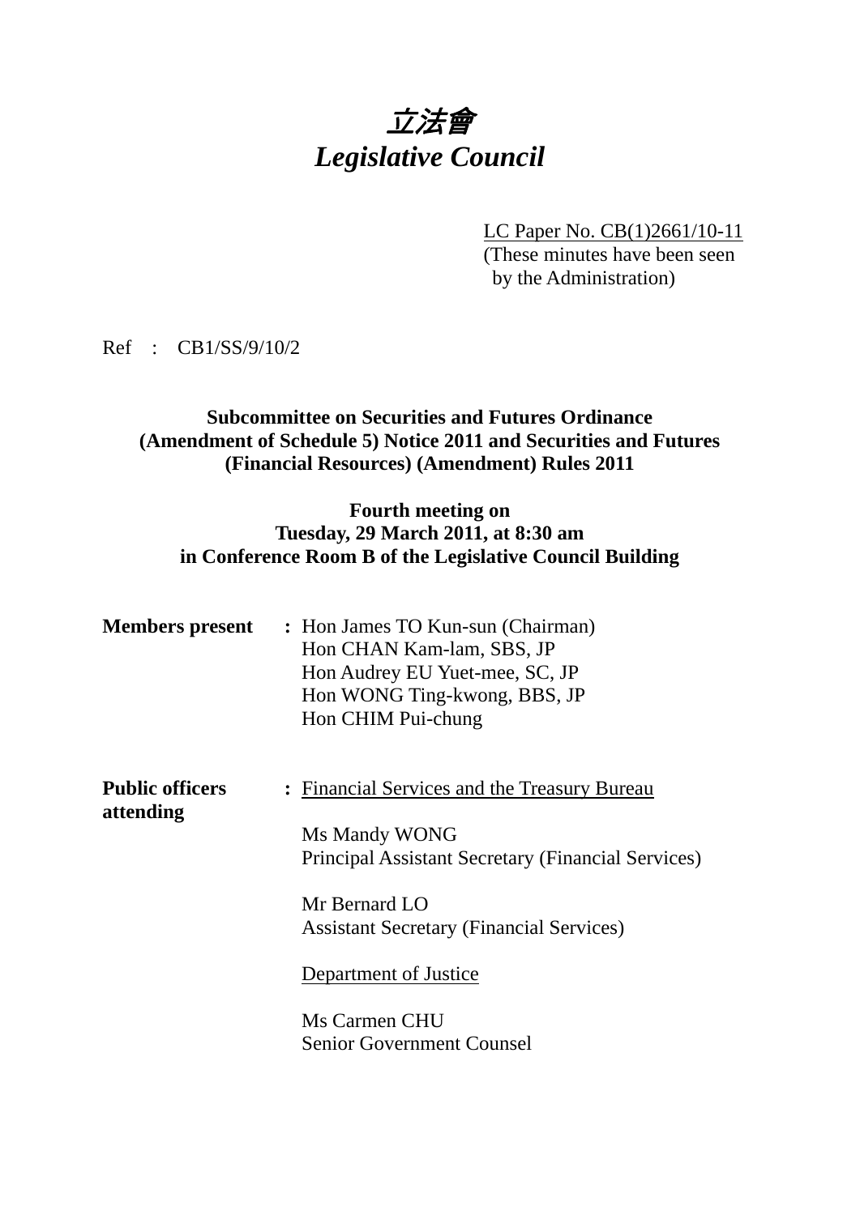# *立法會*
# *Legislative Council*

LC Paper No. CB(1)2661/10-11
(These minutes have been seen by the Administration)

Ref : CB1/SS/9/10/2

**Subcommittee on Securities and Futures Ordinance (Amendment of Schedule 5) Notice 2011 and Securities and Futures (Financial Resources) (Amendment) Rules 2011**

**Fourth meeting on**
**Tuesday, 29 March 2011, at 8:30 am**
**in Conference Room B of the Legislative Council Building**

**Members present** : Hon James TO Kun-sun (Chairman)
Hon CHAN Kam-lam, SBS, JP
Hon Audrey EU Yuet-mee, SC, JP
Hon WONG Ting-kwong, BBS, JP
Hon CHIM Pui-chung

**Public officers attending** : Financial Services and the Treasury Bureau

Ms Mandy WONG
Principal Assistant Secretary (Financial Services)

Mr Bernard LO
Assistant Secretary (Financial Services)

Department of Justice

Ms Carmen CHU
Senior Government Counsel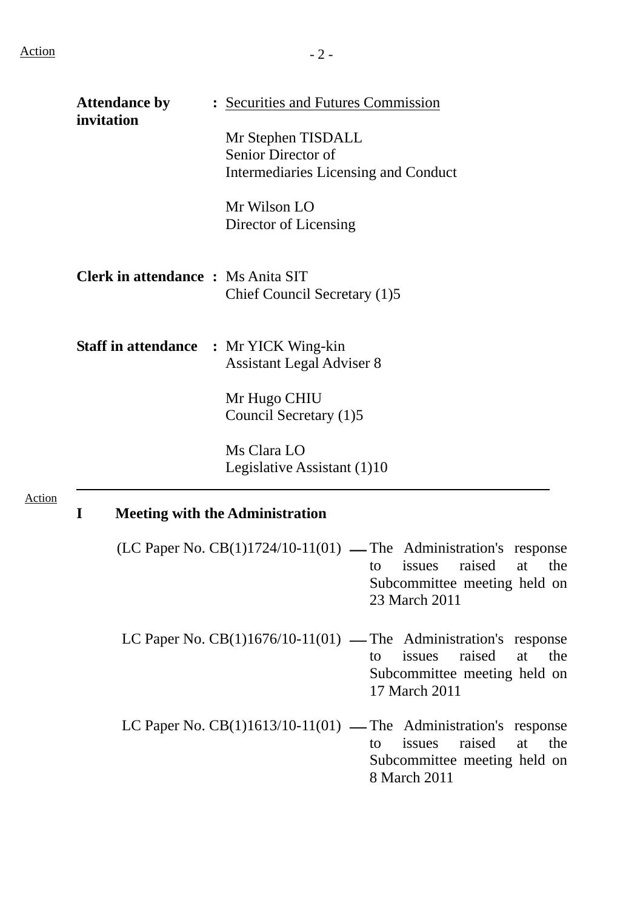| | | |
|---|---|---|
| **Attendance by invitation** | : | Securities and Futures Commission<br><br>Mr Stephen TISDALL<br>Senior Director of<br>Intermediaries Licensing and Conduct<br><br>Mr Wilson LO<br>Director of Licensing |
| **Clerk in attendance** | : | Ms Anita SIT<br>Chief Council Secretary (1)5 |
| **Staff in attendance** | : | Mr YICK Wing-kin<br>Assistant Legal Adviser 8<br><br>Mr Hugo CHIU<br>Council Secretary (1)5<br><br>Ms Clara LO<br>Legislative Assistant (1)10 |

---

Action

## I Meeting with the Administration

(LC Paper No. CB(1)1724/10-11(01) — The Administration's response to issues raised at the Subcommittee meeting held on 23 March 2011

LC Paper No. CB(1)1676/10-11(01) — The Administration's response to issues raised at the Subcommittee meeting held on 17 March 2011

LC Paper No. CB(1)1613/10-11(01) — The Administration's response to issues raised at the Subcommittee meeting held on 8 March 2011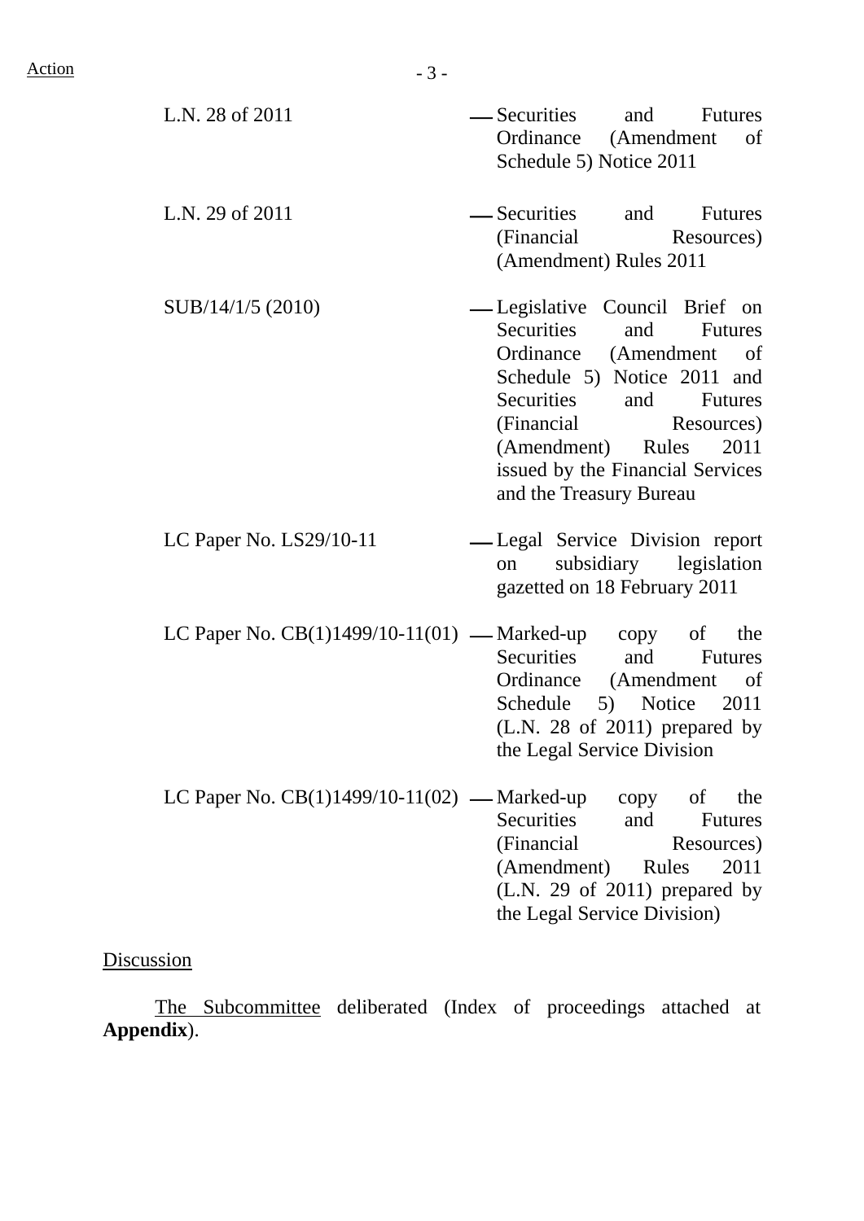| | |
|---|---|
| L.N. 28 of 2011 | — Securities and Futures Ordinance (Amendment of Schedule 5) Notice 2011 |
| L.N. 29 of 2011 | — Securities and Futures (Financial Resources) (Amendment) Rules 2011 |
| SUB/14/1/5 (2010) | — Legislative Council Brief on Securities and Futures Ordinance (Amendment of Schedule 5) Notice 2011 and Securities and Futures (Financial Resources) (Amendment) Rules 2011 issued by the Financial Services and the Treasury Bureau |
| LC Paper No. LS29/10-11 | — Legal Service Division report on subsidiary legislation gazetted on 18 February 2011 |
| LC Paper No. CB(1)1499/10-11(01) | — Marked-up copy of the Securities and Futures Ordinance (Amendment of Schedule 5) Notice 2011 (L.N. 28 of 2011) prepared by the Legal Service Division |
| LC Paper No. CB(1)1499/10-11(02) | — Marked-up copy of the Securities and Futures (Financial Resources) (Amendment) Rules 2011 (L.N. 29 of 2011) prepared by the Legal Service Division) |

Discussion

The Subcommittee deliberated (Index of proceedings attached at **Appendix**).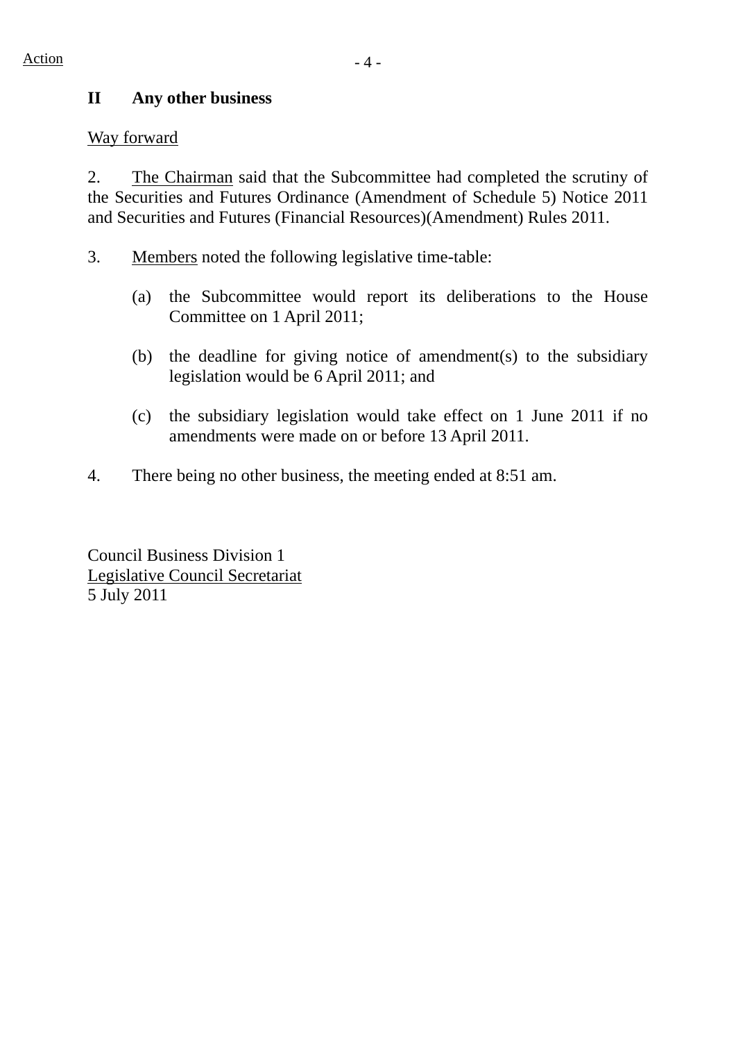Action

## II Any other business

Way forward

2. The Chairman said that the Subcommittee had completed the scrutiny of the Securities and Futures Ordinance (Amendment of Schedule 5) Notice 2011 and Securities and Futures (Financial Resources)(Amendment) Rules 2011.

3. Members noted the following legislative time-table:

(a) the Subcommittee would report its deliberations to the House Committee on 1 April 2011;

(b) the deadline for giving notice of amendment(s) to the subsidiary legislation would be 6 April 2011; and

(c) the subsidiary legislation would take effect on 1 June 2011 if no amendments were made on or before 13 April 2011.

4. There being no other business, the meeting ended at 8:51 am.

Council Business Division 1
Legislative Council Secretariat
5 July 2011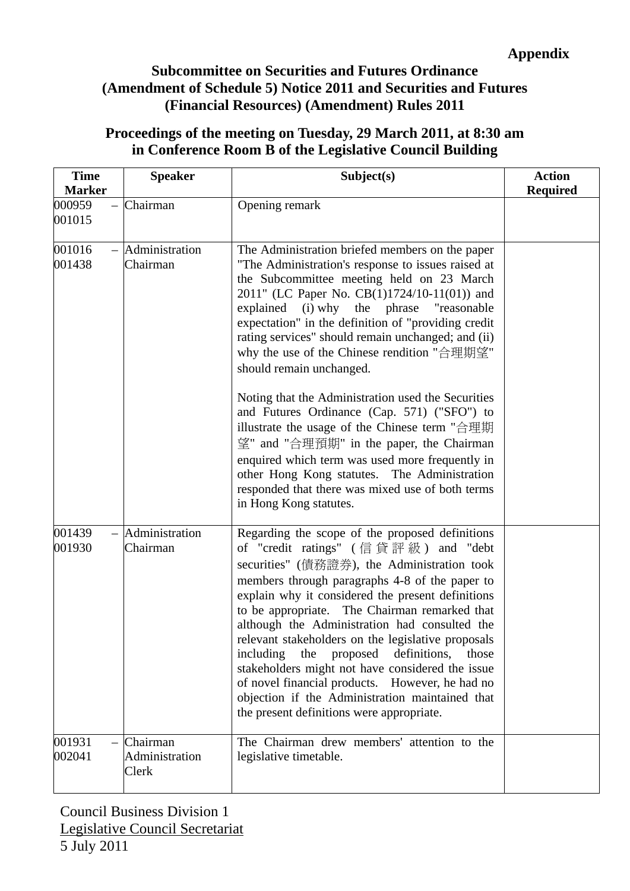**Appendix**

**Subcommittee on Securities and Futures Ordinance (Amendment of Schedule 5) Notice 2011 and Securities and Futures (Financial Resources) (Amendment) Rules 2011**

**Proceedings of the meeting on Tuesday, 29 March 2011, at 8:30 am in Conference Room B of the Legislative Council Building**

| Time Marker | Speaker | Subject(s) | Action Required |
|---|---|---|---|
| 000959 – 001015 | Chairman | Opening remark | |
| 001016 – 001438 | Administration<br>Chairman | The Administration briefed members on the paper "The Administration's response to issues raised at the Subcommittee meeting held on 23 March 2011" (LC Paper No. CB(1)1724/10-11(01)) and explained (i) why the phrase "reasonable expectation" in the definition of "providing credit rating services" should remain unchanged; and (ii) why the use of the Chinese rendition "合理期望" should remain unchanged.<br><br>Noting that the Administration used the Securities and Futures Ordinance (Cap. 571) ("SFO") to illustrate the usage of the Chinese term "合理期望" and "合理預期" in the paper, the Chairman enquired which term was used more frequently in other Hong Kong statutes. The Administration responded that there was mixed use of both terms in Hong Kong statutes. | |
| 001439 – 001930 | Administration<br>Chairman | Regarding the scope of the proposed definitions of "credit ratings" (信貸評級) and "debt securities" (債務證券), the Administration took members through paragraphs 4-8 of the paper to explain why it considered the present definitions to be appropriate. The Chairman remarked that although the Administration had consulted the relevant stakeholders on the legislative proposals including the proposed definitions, those stakeholders might not have considered the issue of novel financial products. However, he had no objection if the Administration maintained that the present definitions were appropriate. | |
| 001931 – 002041 | Chairman<br>Administration<br>Clerk | The Chairman drew members' attention to the legislative timetable. | |

Council Business Division 1
Legislative Council Secretariat
5 July 2011